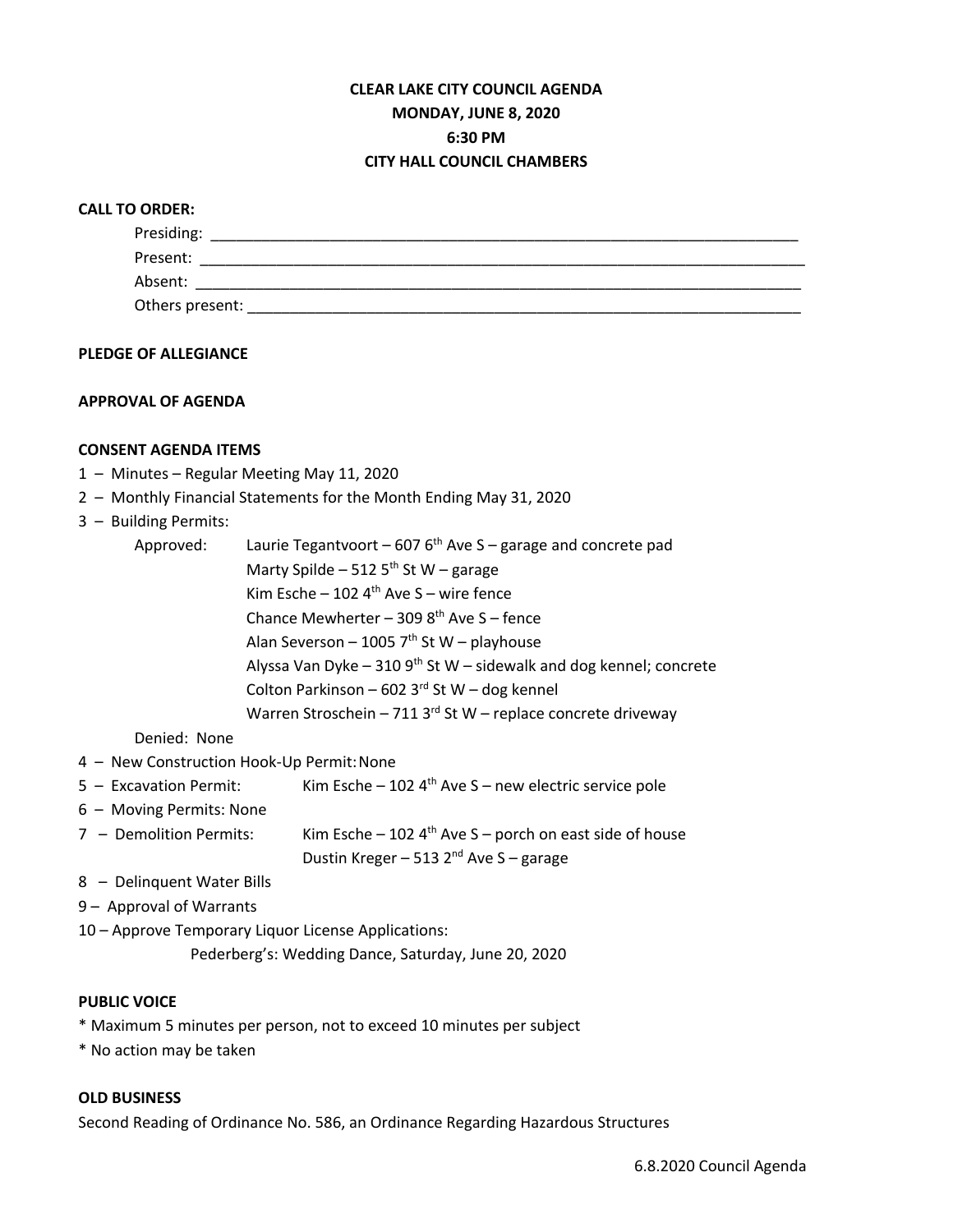**CLEAR LAKE CITY COUNCIL AGENDA**
**MONDAY, JUNE 8, 2020**
**6:30 PM**
**CITY HALL COUNCIL CHAMBERS**

**CALL TO ORDER:**

Presiding: ___________________________________________________________________

Present: ____________________________________________________________________

Absent: _____________________________________________________________________

Others present: _______________________________________________________________

**PLEDGE OF ALLEGIANCE**

**APPROVAL OF AGENDA**

**CONSENT AGENDA ITEMS**

1 – Minutes – Regular Meeting May 11, 2020

2 – Monthly Financial Statements for the Month Ending May 31, 2020

3 – Building Permits:

Approved:
- Laurie Tegantvoort – 607 6th Ave S – garage and concrete pad
- Marty Spilde – 512 5th St W – garage
- Kim Esche – 102 4th Ave S – wire fence
- Chance Mewherter – 309 8th Ave S – fence
- Alan Severson – 1005 7th St W – playhouse
- Alyssa Van Dyke – 310 9th St W – sidewalk and dog kennel; concrete
- Colton Parkinson – 602 3rd St W – dog kennel
- Warren Stroschein – 711 3rd St W – replace concrete driveway

Denied: None

4 – New Construction Hook-Up Permit: None

5 – Excavation Permit: Kim Esche – 102 4th Ave S – new electric service pole

6 – Moving Permits: None

7 – Demolition Permits:
- Kim Esche – 102 4th Ave S – porch on east side of house
- Dustin Kreger – 513 2nd Ave S – garage

8 – Delinquent Water Bills

9 – Approval of Warrants

10 – Approve Temporary Liquor License Applications:

Pederberg's: Wedding Dance, Saturday, June 20, 2020

**PUBLIC VOICE**

* Maximum 5 minutes per person, not to exceed 10 minutes per subject
* No action may be taken

**OLD BUSINESS**

Second Reading of Ordinance No. 586, an Ordinance Regarding Hazardous Structures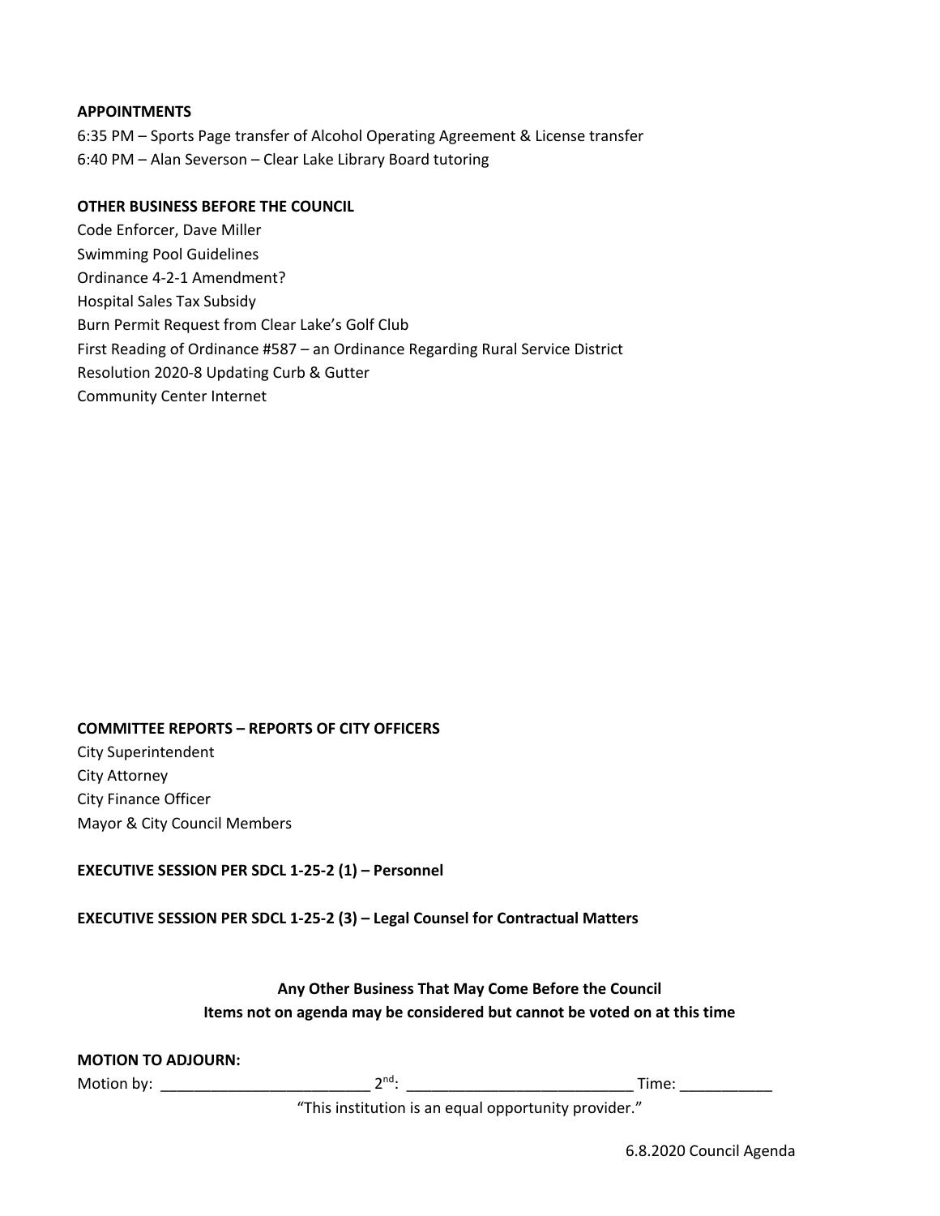**APPOINTMENTS**

6:35 PM – Sports Page transfer of Alcohol Operating Agreement & License transfer
6:40 PM – Alan Severson – Clear Lake Library Board tutoring

**OTHER BUSINESS BEFORE THE COUNCIL**

Code Enforcer, Dave Miller
Swimming Pool Guidelines
Ordinance 4-2-1 Amendment?
Hospital Sales Tax Subsidy
Burn Permit Request from Clear Lake's Golf Club
First Reading of Ordinance #587 – an Ordinance Regarding Rural Service District
Resolution 2020-8 Updating Curb & Gutter
Community Center Internet

**COMMITTEE REPORTS – REPORTS OF CITY OFFICERS**

City Superintendent
City Attorney
City Finance Officer
Mayor & City Council Members

**EXECUTIVE SESSION PER SDCL 1-25-2 (1) – Personnel**

**EXECUTIVE SESSION PER SDCL 1-25-2 (3) – Legal Counsel for Contractual Matters**

**Any Other Business That May Come Before the Council**
**Items not on agenda may be considered but cannot be voted on at this time**

**MOTION TO ADJOURN:**

Motion by: _________________________ 2nd: ___________________________ Time: ___________

"This institution is an equal opportunity provider."

6.8.2020 Council Agenda